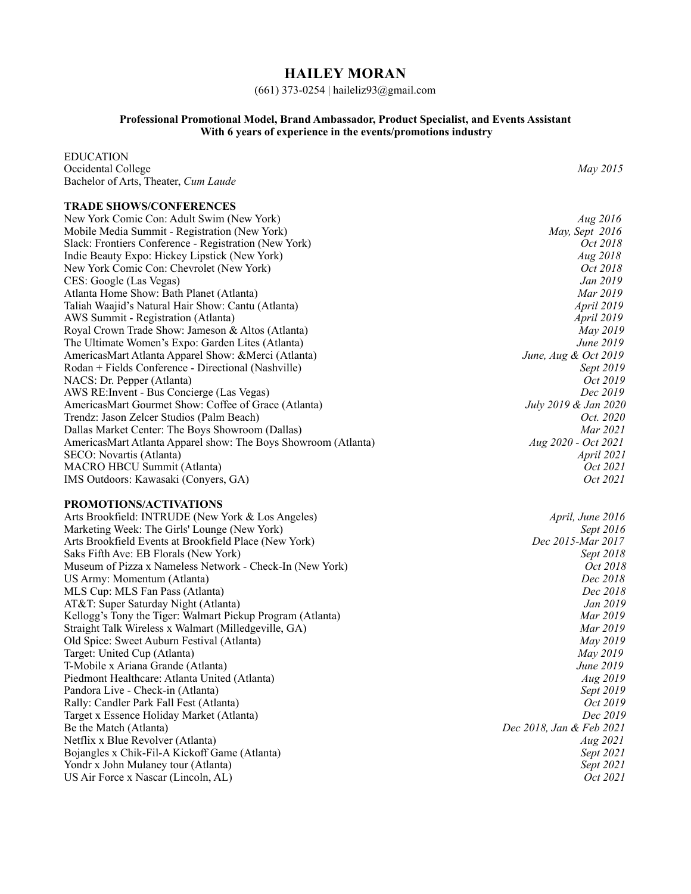# HAILEY MORAN

(661) 373-0254 | haileliz93@gmail.com

**Professional Promotional Model, Brand Ambassador, Product Specialist, and Events Assistant**
**With 6 years of experience in the events/promotions industry**

EDUCATION

Occidental College — *May 2015*
Bachelor of Arts, Theater, *Cum Laude*

## TRADE SHOWS/CONFERENCES

| | |
|---|---|
| New York Comic Con: Adult Swim (New York) | *Aug 2016* |
| Mobile Media Summit - Registration (New York) | *May, Sept 2016* |
| Slack: Frontiers Conference - Registration (New York) | *Oct 2018* |
| Indie Beauty Expo: Hickey Lipstick (New York) | *Aug 2018* |
| New York Comic Con: Chevrolet (New York) | *Oct 2018* |
| CES: Google (Las Vegas) | *Jan 2019* |
| Atlanta Home Show: Bath Planet (Atlanta) | *Mar 2019* |
| Taliah Waajid's Natural Hair Show: Cantu (Atlanta) | *April 2019* |
| AWS Summit - Registration (Atlanta) | *April 2019* |
| Royal Crown Trade Show: Jameson & Altos (Atlanta) | *May 2019* |
| The Ultimate Women's Expo: Garden Lites (Atlanta) | *June 2019* |
| AmericasMart Atlanta Apparel Show: &Merci (Atlanta) | *June, Aug & Oct 2019* |
| Rodan + Fields Conference - Directional (Nashville) | *Sept 2019* |
| NACS: Dr. Pepper (Atlanta) | *Oct 2019* |
| AWS RE:Invent - Bus Concierge (Las Vegas) | *Dec 2019* |
| AmericasMart Gourmet Show: Coffee of Grace (Atlanta) | *July 2019 & Jan 2020* |
| Trendz: Jason Zelcer Studios (Palm Beach) | *Oct. 2020* |
| Dallas Market Center: The Boys Showroom (Dallas) | *Mar 2021* |
| AmericasMart Atlanta Apparel show: The Boys Showroom (Atlanta) | *Aug 2020 - Oct 2021* |
| SECO: Novartis (Atlanta) | *April 2021* |
| MACRO HBCU Summit (Atlanta) | *Oct 2021* |
| IMS Outdoors: Kawasaki (Conyers, GA) | *Oct 2021* |

## PROMOTIONS/ACTIVATIONS

| | |
|---|---|
| Arts Brookfield: INTRUDE (New York & Los Angeles) | *April, June 2016* |
| Marketing Week: The Girls' Lounge (New York) | *Sept 2016* |
| Arts Brookfield Events at Brookfield Place (New York) | *Dec 2015-Mar 2017* |
| Saks Fifth Ave: EB Florals (New York) | *Sept 2018* |
| Museum of Pizza x Nameless Network - Check-In (New York) | *Oct 2018* |
| US Army: Momentum (Atlanta) | *Dec 2018* |
| MLS Cup: MLS Fan Pass (Atlanta) | *Dec 2018* |
| AT&T: Super Saturday Night (Atlanta) | *Jan 2019* |
| Kellogg's Tony the Tiger: Walmart Pickup Program (Atlanta) | *Mar 2019* |
| Straight Talk Wireless x Walmart (Milledgeville, GA) | *Mar 2019* |
| Old Spice: Sweet Auburn Festival (Atlanta) | *May 2019* |
| Target: United Cup (Atlanta) | *May 2019* |
| T-Mobile x Ariana Grande (Atlanta) | *June 2019* |
| Piedmont Healthcare: Atlanta United (Atlanta) | *Aug 2019* |
| Pandora Live - Check-in (Atlanta) | *Sept 2019* |
| Rally: Candler Park Fall Fest (Atlanta) | *Oct 2019* |
| Target x Essence Holiday Market (Atlanta) | *Dec 2019* |
| Be the Match (Atlanta) | *Dec 2018, Jan & Feb 2021* |
| Netflix x Blue Revolver (Atlanta) | *Aug 2021* |
| Bojangles x Chik-Fil-A Kickoff Game (Atlanta) | *Sept 2021* |
| Yondr x John Mulaney tour (Atlanta) | *Sept 2021* |
| US Air Force x Nascar (Lincoln, AL) | *Oct 2021* |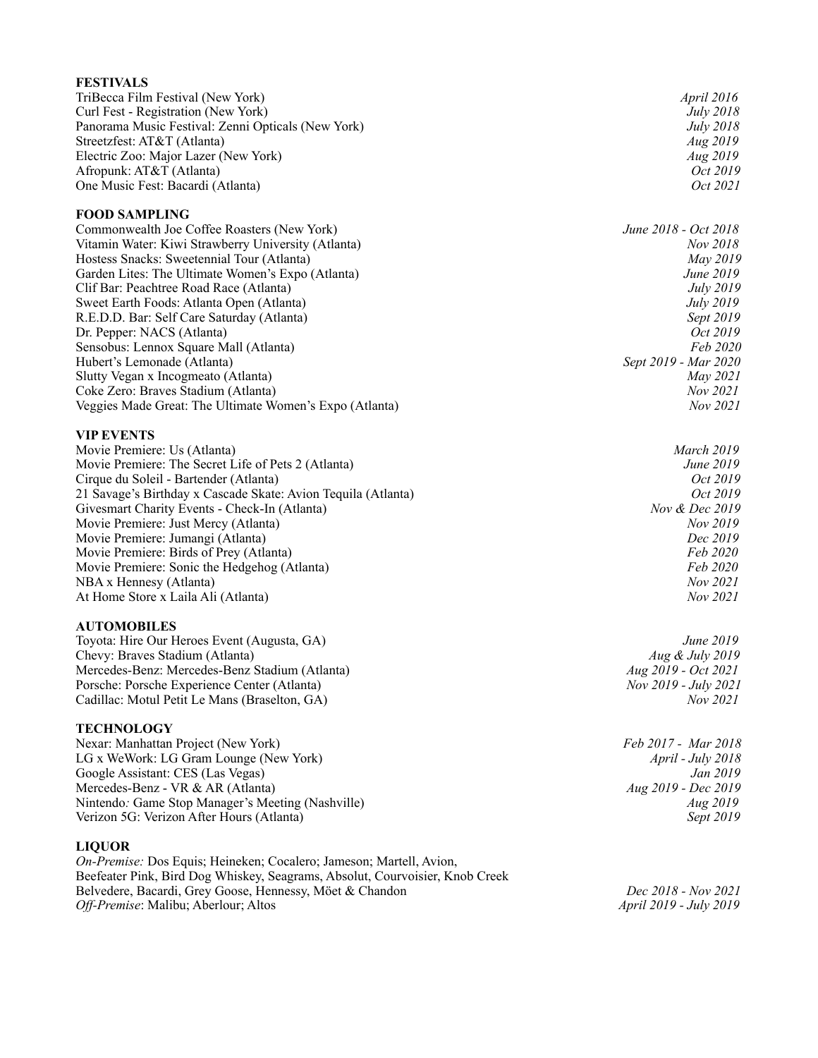## FESTIVALS

| | |
|---|---|
| TriBecca Film Festival (New York) | *April 2016* |
| Curl Fest - Registration (New York) | *July 2018* |
| Panorama Music Festival: Zenni Opticals (New York) | *July 2018* |
| Streetzfest: AT&T (Atlanta) | *Aug 2019* |
| Electric Zoo: Major Lazer (New York) | *Aug 2019* |
| Afropunk: AT&T (Atlanta) | *Oct 2019* |
| One Music Fest: Bacardi (Atlanta) | *Oct 2021* |

## FOOD SAMPLING

| | |
|---|---|
| Commonwealth Joe Coffee Roasters (New York) | *June 2018 - Oct 2018* |
| Vitamin Water: Kiwi Strawberry University (Atlanta) | *Nov 2018* |
| Hostess Snacks: Sweetennial Tour (Atlanta) | *May 2019* |
| Garden Lites: The Ultimate Women's Expo (Atlanta) | *June 2019* |
| Clif Bar: Peachtree Road Race (Atlanta) | *July 2019* |
| Sweet Earth Foods: Atlanta Open (Atlanta) | *July 2019* |
| R.E.D.D. Bar: Self Care Saturday (Atlanta) | *Sept 2019* |
| Dr. Pepper: NACS (Atlanta) | *Oct 2019* |
| Sensobus: Lennox Square Mall (Atlanta) | *Feb 2020* |
| Hubert's Lemonade (Atlanta) | *Sept 2019 - Mar 2020* |
| Slutty Vegan x Incogmeato (Atlanta) | *May 2021* |
| Coke Zero: Braves Stadium (Atlanta) | *Nov 2021* |
| Veggies Made Great: The Ultimate Women's Expo (Atlanta) | *Nov 2021* |

## VIP EVENTS

| | |
|---|---|
| Movie Premiere: Us (Atlanta) | *March 2019* |
| Movie Premiere: The Secret Life of Pets 2 (Atlanta) | *June 2019* |
| Cirque du Soleil - Bartender (Atlanta) | *Oct 2019* |
| 21 Savage's Birthday x Cascade Skate: Avion Tequila (Atlanta) | *Oct 2019* |
| Givesmart Charity Events - Check-In (Atlanta) | *Nov & Dec 2019* |
| Movie Premiere: Just Mercy (Atlanta) | *Nov 2019* |
| Movie Premiere: Jumangi (Atlanta) | *Dec 2019* |
| Movie Premiere: Birds of Prey (Atlanta) | *Feb 2020* |
| Movie Premiere: Sonic the Hedgehog (Atlanta) | *Feb 2020* |
| NBA x Hennesy (Atlanta) | *Nov 2021* |
| At Home Store x Laila Ali (Atlanta) | *Nov 2021* |

## AUTOMOBILES

| | |
|---|---|
| Toyota: Hire Our Heroes Event (Augusta, GA) | *June 2019* |
| Chevy: Braves Stadium (Atlanta) | *Aug & July 2019* |
| Mercedes-Benz: Mercedes-Benz Stadium (Atlanta) | *Aug 2019 - Oct 2021* |
| Porsche: Porsche Experience Center (Atlanta) | *Nov 2019 - July 2021* |
| Cadillac: Motul Petit Le Mans (Braselton, GA) | *Nov 2021* |

## TECHNOLOGY

| | |
|---|---|
| Nexar: Manhattan Project (New York) | *Feb 2017 - Mar 2018* |
| LG x WeWork: LG Gram Lounge (New York) | *April - July 2018* |
| Google Assistant: CES (Las Vegas) | *Jan 2019* |
| Mercedes-Benz - VR & AR (Atlanta) | *Aug 2019 - Dec 2019* |
| Nintendo*:* Game Stop Manager's Meeting (Nashville) | *Aug 2019* |
| Verizon 5G: Verizon After Hours (Atlanta) | *Sept 2019* |

## LIQUOR

| | |
|---|---|
| *On-Premise:* Dos Equis; Heineken; Cocalero; Jameson; Martell, Avion, Beefeater Pink, Bird Dog Whiskey, Seagrams, Absolut, Courvoisier, Knob Creek Belvedere, Bacardi, Grey Goose, Hennessy, Möet & Chandon | *Dec 2018 - Nov 2021* |
| *Off-Premise*: Malibu; Aberlour; Altos | *April 2019 - July 2019* |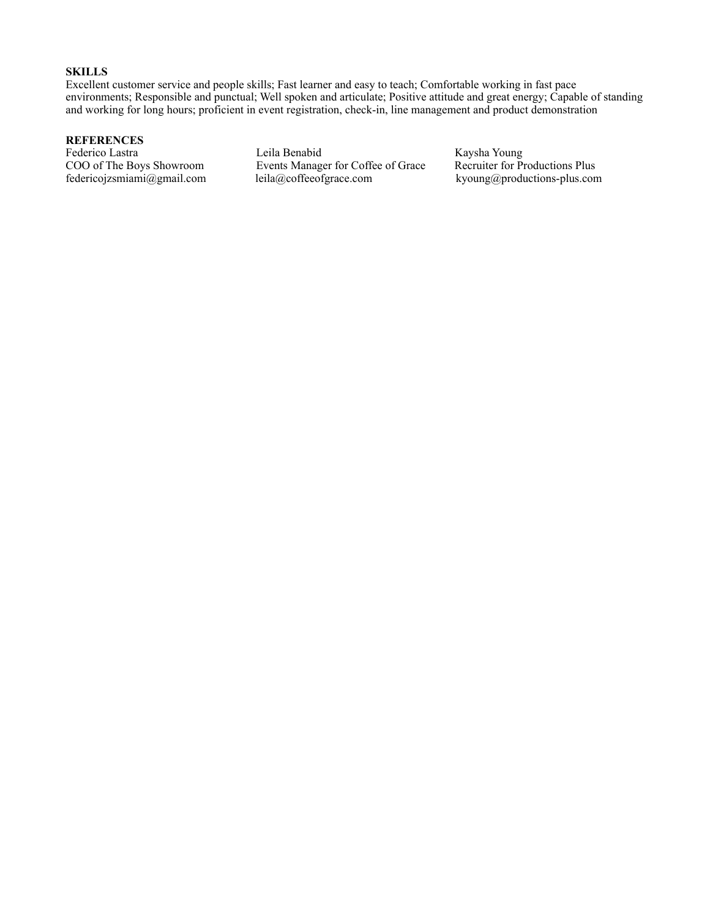**SKILLS**

Excellent customer service and people skills; Fast learner and easy to teach; Comfortable working in fast pace environments; Responsible and punctual; Well spoken and articulate; Positive attitude and great energy; Capable of standing and working for long hours; proficient in event registration, check-in, line management and product demonstration

**REFERENCES**

Federico Lastra
COO of The Boys Showroom
federicojzsmiami@gmail.com

Leila Benabid
Events Manager for Coffee of Grace
leila@coffeeofgrace.com

Kaysha Young
Recruiter for Productions Plus
kyoung@productions-plus.com